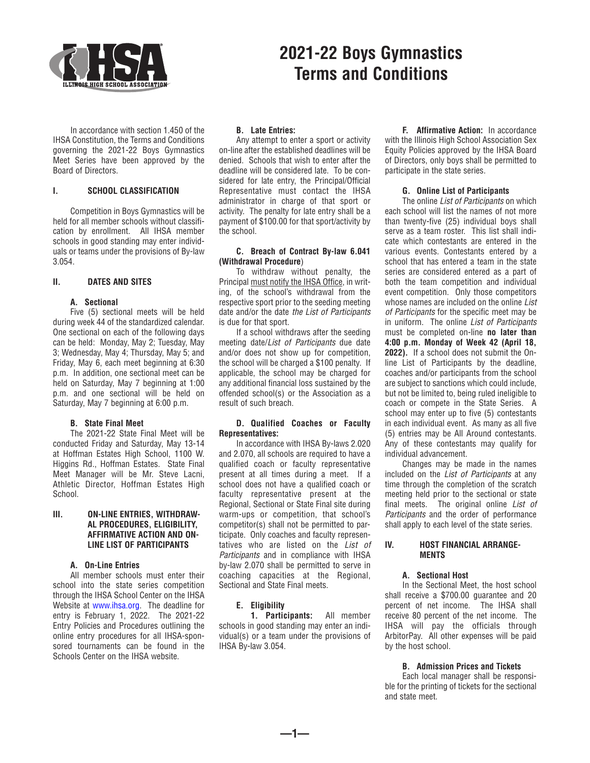# 2021-22 Boys Gymnastics Terms and Conditions

In accordance with section 1.450 of the IHSA Constitution, the Terms and Conditions governing the 2021-22 Boys Gymnastics Meet Series have been approved by the Board of Directors.

## I. SCHOOL CLASSIFICATION

Competition in Boys Gymnastics will be held for all member schools without classification by enrollment. All IHSA member schools in good standing may enter individuals or teams under the provisions of By-law 3.054.

## II. DATES AND SITES

### A. Sectional

Five (5) sectional meets will be held during week 44 of the standardized calendar. One sectional on each of the following days can be held: Monday, May 2; Tuesday, May 3; Wednesday, May 4; Thursday, May 5; and Friday, May 6, each meet beginning at 6:30 p.m. In addition, one sectional meet can be held on Saturday, May 7 beginning at 1:00 p.m. and one sectional will be held on Saturday, May 7 beginning at 6:00 p.m.

### B. State Final Meet

The 2021-22 State Final Meet will be conducted Friday and Saturday, May 13-14 at Hoffman Estates High School, 1100 W. Higgins Rd., Hoffman Estates. State Final Meet Manager will be Mr. Steve Lacni, Athletic Director, Hoffman Estates High School.

## III. ON-LINE ENTRIES, WITHDRAWAL PROCEDURES, ELIGIBILITY, AFFIRMATIVE ACTION AND ON-LINE LIST OF PARTICIPANTS

### A. On-Line Entries

All member schools must enter their school into the state series competition through the IHSA School Center on the IHSA Website at www.ihsa.org. The deadline for entry is February 1, 2022. The 2021-22 Entry Policies and Procedures outlining the online entry procedures for all IHSA-sponsored tournaments can be found in the Schools Center on the IHSA website.

### B. Late Entries:

Any attempt to enter a sport or activity on-line after the established deadlines will be denied. Schools that wish to enter after the deadline will be considered late. To be considered for late entry, the Principal/Official Representative must contact the IHSA administrator in charge of that sport or activity. The penalty for late entry shall be a payment of $100.00 for that sport/activity by the school.

### C. Breach of Contract By-law 6.041 (Withdrawal Procedure)

To withdraw without penalty, the Principal must notify the IHSA Office, in writing, of the school's withdrawal from the respective sport prior to the seeding meeting date and/or the date *the List of Participants* is due for that sport.

If a school withdraws after the seeding meeting date/*List of Participants* due date and/or does not show up for competition, the school will be charged a $100 penalty. If applicable, the school may be charged for any additional financial loss sustained by the offended school(s) or the Association as a result of such breach.

### D. Qualified Coaches or Faculty Representatives:

In accordance with IHSA By-laws 2.020 and 2.070, all schools are required to have a qualified coach or faculty representative present at all times during a meet. If a school does not have a qualified coach or faculty representative present at the Regional, Sectional or State Final site during warm-ups or competition, that school's competitor(s) shall not be permitted to participate. Only coaches and faculty representatives who are listed on the *List of Participants* and in compliance with IHSA by-law 2.070 shall be permitted to serve in coaching capacities at the Regional, Sectional and State Final meets.

### E. Eligibility

**1. Participants:** All member schools in good standing may enter an individual(s) or a team under the provisions of IHSA By-law 3.054.

### F. Affirmative Action:

In accordance with the Illinois High School Association Sex Equity Policies approved by the IHSA Board of Directors, only boys shall be permitted to participate in the state series.

### G. Online List of Participants

The online *List of Participants* on which each school will list the names of not more than twenty-five (25) individual boys shall serve as a team roster. This list shall indicate which contestants are entered in the various events. Contestants entered by a school that has entered a team in the state series are considered entered as a part of both the team competition and individual event competition. Only those competitors whose names are included on the online *List of Participants* for the specific meet may be in uniform. The online *List of Participants* must be completed on-line **no later than 4:00 p.m. Monday of Week 42 (April 18, 2022).** If a school does not submit the Online List of Participants by the deadline, coaches and/or participants from the school are subject to sanctions which could include, but not be limited to, being ruled ineligible to coach or compete in the State Series. A school may enter up to five (5) contestants in each individual event. As many as all five (5) entries may be All Around contestants. Any of these contestants may qualify for individual advancement.

Changes may be made in the names included on the *List of Participants* at any time through the completion of the scratch meeting held prior to the sectional or state final meets. The original online *List of Participants* and the order of performance shall apply to each level of the state series.

## IV. HOST FINANCIAL ARRANGEMENTS

### A. Sectional Host

In the Sectional Meet, the host school shall receive a $700.00 guarantee and 20 percent of net income. The IHSA shall receive 80 percent of the net income. The IHSA will pay the officials through ArbitorPay. All other expenses will be paid by the host school.

### B. Admission Prices and Tickets

Each local manager shall be responsible for the printing of tickets for the sectional and state meet.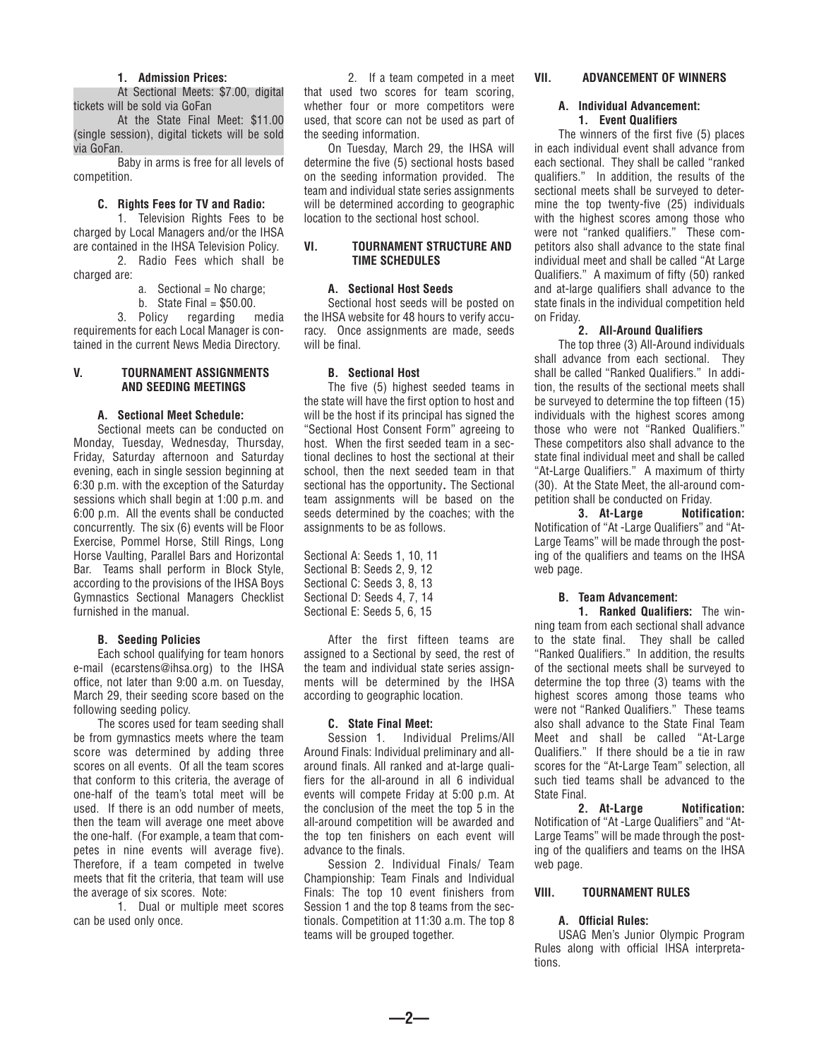**1. Admission Prices:**

At Sectional Meets: $7.00, digital tickets will be sold via GoFan

At the State Final Meet: $11.00 (single session), digital tickets will be sold via GoFan.

Baby in arms is free for all levels of competition.

**C. Rights Fees for TV and Radio:**

1. Television Rights Fees to be charged by Local Managers and/or the IHSA are contained in the IHSA Television Policy.

2. Radio Fees which shall be charged are:

a. Sectional = No charge;

b. State Final = $50.00.

3. Policy regarding media requirements for each Local Manager is contained in the current News Media Directory.

## V. TOURNAMENT ASSIGNMENTS AND SEEDING MEETINGS

**A. Sectional Meet Schedule:**

Sectional meets can be conducted on Monday, Tuesday, Wednesday, Thursday, Friday, Saturday afternoon and Saturday evening, each in single session beginning at 6:30 p.m. with the exception of the Saturday sessions which shall begin at 1:00 p.m. and 6:00 p.m. All the events shall be conducted concurrently. The six (6) events will be Floor Exercise, Pommel Horse, Still Rings, Long Horse Vaulting, Parallel Bars and Horizontal Bar. Teams shall perform in Block Style, according to the provisions of the IHSA Boys Gymnastics Sectional Managers Checklist furnished in the manual.

**B. Seeding Policies**

Each school qualifying for team honors e-mail (ecarstens@ihsa.org) to the IHSA office, not later than 9:00 a.m. on Tuesday, March 29, their seeding score based on the following seeding policy.

The scores used for team seeding shall be from gymnastics meets where the team score was determined by adding three scores on all events. Of all the team scores that conform to this criteria, the average of one-half of the team's total meet will be used. If there is an odd number of meets, then the team will average one meet above the one-half. (For example, a team that competes in nine events will average five). Therefore, if a team competed in twelve meets that fit the criteria, that team will use the average of six scores. Note:

1. Dual or multiple meet scores can be used only once.

2. If a team competed in a meet that used two scores for team scoring, whether four or more competitors were used, that score can not be used as part of the seeding information.

On Tuesday, March 29, the IHSA will determine the five (5) sectional hosts based on the seeding information provided. The team and individual state series assignments will be determined according to geographic location to the sectional host school.

## VI. TOURNAMENT STRUCTURE AND TIME SCHEDULES

**A. Sectional Host Seeds**

Sectional host seeds will be posted on the IHSA website for 48 hours to verify accuracy. Once assignments are made, seeds will be final.

**B. Sectional Host**

The five (5) highest seeded teams in the state will have the first option to host and will be the host if its principal has signed the "Sectional Host Consent Form" agreeing to host. When the first seeded team in a sectional declines to host the sectional at their school, then the next seeded team in that sectional has the opportunity**.** The Sectional team assignments will be based on the seeds determined by the coaches; with the assignments to be as follows.

Sectional A: Seeds 1, 10, 11
Sectional B: Seeds 2, 9, 12
Sectional C: Seeds 3, 8, 13
Sectional D: Seeds 4, 7, 14
Sectional E: Seeds 5, 6, 15

After the first fifteen teams are assigned to a Sectional by seed, the rest of the team and individual state series assignments will be determined by the IHSA according to geographic location.

**C. State Final Meet:**

Session 1. Individual Prelims/All Around Finals: Individual preliminary and all-around finals. All ranked and at-large qualifiers for the all-around in all 6 individual events will compete Friday at 5:00 p.m. At the conclusion of the meet the top 5 in the all-around competition will be awarded and the top ten finishers on each event will advance to the finals.

Session 2. Individual Finals/ Team Championship: Team Finals and Individual Finals: The top 10 event finishers from Session 1 and the top 8 teams from the sectionals. Competition at 11:30 a.m. The top 8 teams will be grouped together.

## VII. ADVANCEMENT OF WINNERS

**A. Individual Advancement:**

**1. Event Qualifiers**

The winners of the first five (5) places in each individual event shall advance from each sectional. They shall be called "ranked qualifiers." In addition, the results of the sectional meets shall be surveyed to determine the top twenty-five (25) individuals with the highest scores among those who were not "ranked qualifiers." These competitors also shall advance to the state final individual meet and shall be called "At Large Qualifiers." A maximum of fifty (50) ranked and at-large qualifiers shall advance to the state finals in the individual competition held on Friday.

**2. All-Around Qualifiers**

The top three (3) All-Around individuals shall advance from each sectional. They shall be called "Ranked Qualifiers." In addition, the results of the sectional meets shall be surveyed to determine the top fifteen (15) individuals with the highest scores among those who were not "Ranked Qualifiers." These competitors also shall advance to the state final individual meet and shall be called "At-Large Qualifiers." A maximum of thirty (30). At the State Meet, the all-around competition shall be conducted on Friday.

**3. At-Large Notification:** Notification of "At -Large Qualifiers" and "At-Large Teams" will be made through the posting of the qualifiers and teams on the IHSA web page.

**B. Team Advancement:**

**1. Ranked Qualifiers:** The winning team from each sectional shall advance to the state final. They shall be called "Ranked Qualifiers." In addition, the results of the sectional meets shall be surveyed to determine the top three (3) teams with the highest scores among those teams who were not "Ranked Qualifiers." These teams also shall advance to the State Final Team Meet and shall be called "At-Large Qualifiers." If there should be a tie in raw scores for the "At-Large Team" selection, all such tied teams shall be advanced to the State Final.

**2. At-Large Notification:** Notification of "At -Large Qualifiers" and "At-Large Teams" will be made through the posting of the qualifiers and teams on the IHSA web page.

## VIII. TOURNAMENT RULES

**A. Official Rules:**

USAG Men's Junior Olympic Program Rules along with official IHSA interpretations.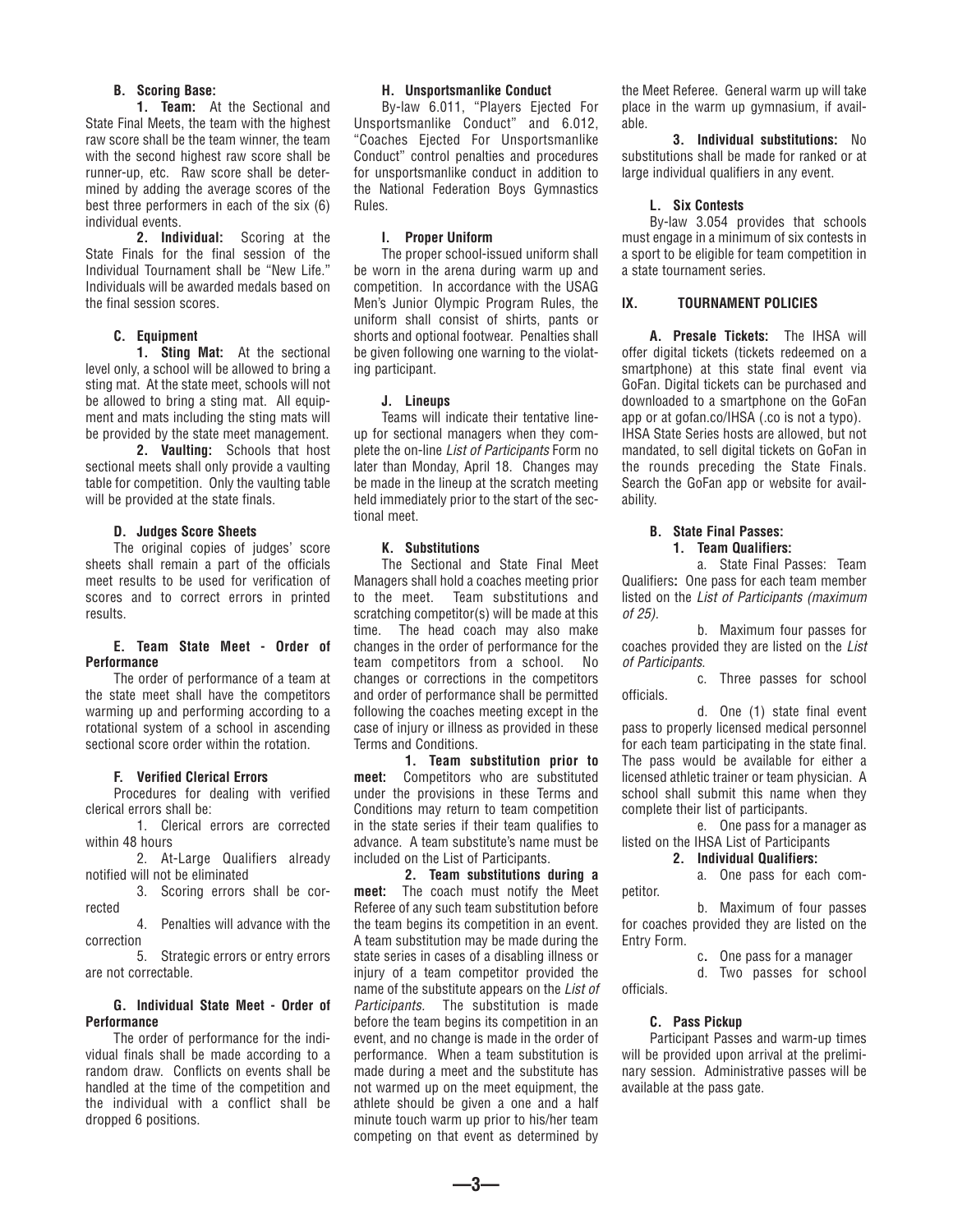**B. Scoring Base:**

**1. Team:** At the Sectional and State Final Meets, the team with the highest raw score shall be the team winner, the team with the second highest raw score shall be runner-up, etc. Raw score shall be determined by adding the average scores of the best three performers in each of the six (6) individual events.

**2. Individual:** Scoring at the State Finals for the final session of the Individual Tournament shall be "New Life." Individuals will be awarded medals based on the final session scores.

**C. Equipment**

**1. Sting Mat:** At the sectional level only, a school will be allowed to bring a sting mat. At the state meet, schools will not be allowed to bring a sting mat. All equipment and mats including the sting mats will be provided by the state meet management.

**2. Vaulting:** Schools that host sectional meets shall only provide a vaulting table for competition. Only the vaulting table will be provided at the state finals.

**D. Judges Score Sheets**

The original copies of judges' score sheets shall remain a part of the officials meet results to be used for verification of scores and to correct errors in printed results.

**E. Team State Meet - Order of Performance**

The order of performance of a team at the state meet shall have the competitors warming up and performing according to a rotational system of a school in ascending sectional score order within the rotation.

**F. Verified Clerical Errors**

Procedures for dealing with verified clerical errors shall be:

1. Clerical errors are corrected within 48 hours
2. At-Large Qualifiers already notified will not be eliminated
3. Scoring errors shall be corrected
4. Penalties will advance with the correction
5. Strategic errors or entry errors are not correctable.

**G. Individual State Meet - Order of Performance**

The order of performance for the individual finals shall be made according to a random draw. Conflicts on events shall be handled at the time of the competition and the individual with a conflict shall be dropped 6 positions.

**H. Unsportsmanlike Conduct**

By-law 6.011, "Players Ejected For Unsportsmanlike Conduct" and 6.012, "Coaches Ejected For Unsportsmanlike Conduct" control penalties and procedures for unsportsmanlike conduct in addition to the National Federation Boys Gymnastics Rules.

**I. Proper Uniform**

The proper school-issued uniform shall be worn in the arena during warm up and competition. In accordance with the USAG Men's Junior Olympic Program Rules, the uniform shall consist of shirts, pants or shorts and optional footwear. Penalties shall be given following one warning to the violating participant.

**J. Lineups**

Teams will indicate their tentative lineup for sectional managers when they complete the on-line *List of Participants* Form no later than Monday, April 18. Changes may be made in the lineup at the scratch meeting held immediately prior to the start of the sectional meet.

**K. Substitutions**

The Sectional and State Final Meet Managers shall hold a coaches meeting prior to the meet. Team substitutions and scratching competitor(s) will be made at this time. The head coach may also make changes in the order of performance for the team competitors from a school. No changes or corrections in the competitors and order of performance shall be permitted following the coaches meeting except in the case of injury or illness as provided in these Terms and Conditions.

**1. Team substitution prior to meet:** Competitors who are substituted under the provisions in these Terms and Conditions may return to team competition in the state series if their team qualifies to advance. A team substitute's name must be included on the List of Participants.

**2. Team substitutions during a meet:** The coach must notify the Meet Referee of any such team substitution before the team begins its competition in an event. A team substitution may be made during the state series in cases of a disabling illness or injury of a team competitor provided the name of the substitute appears on the *List of Participants*. The substitution is made before the team begins its competition in an event, and no change is made in the order of performance. When a team substitution is made during a meet and the substitute has not warmed up on the meet equipment, the athlete should be given a one and a half minute touch warm up prior to his/her team competing on that event as determined by the Meet Referee. General warm up will take place in the warm up gymnasium, if available.

**3. Individual substitutions:** No substitutions shall be made for ranked or at large individual qualifiers in any event.

**L. Six Contests**

By-law 3.054 provides that schools must engage in a minimum of six contests in a sport to be eligible for team competition in a state tournament series.

## IX. TOURNAMENT POLICIES

**A. Presale Tickets:** The IHSA will offer digital tickets (tickets redeemed on a smartphone) at this state final event via GoFan. Digital tickets can be purchased and downloaded to a smartphone on the GoFan app or at gofan.co/IHSA (.co is not a typo). IHSA State Series hosts are allowed, but not mandated, to sell digital tickets on GoFan in the rounds preceding the State Finals. Search the GoFan app or website for availability.

**B. State Final Passes:**

**1. Team Qualifiers:**

a. State Final Passes: Team Qualifiers**:** One pass for each team member listed on the *List of Participants (maximum of 25).*

b. Maximum four passes for coaches provided they are listed on the *List of Participants*.

c. Three passes for school officials.

d. One (1) state final event pass to properly licensed medical personnel for each team participating in the state final. The pass would be available for either a licensed athletic trainer or team physician. A school shall submit this name when they complete their list of participants.

e. One pass for a manager as listed on the IHSA List of Participants

**2. Individual Qualifiers:**

a. One pass for each competitor.

b. Maximum of four passes for coaches provided they are listed on the Entry Form.

c**.** One pass for a manager

d. Two passes for school officials.

**C. Pass Pickup**

Participant Passes and warm-up times will be provided upon arrival at the preliminary session. Administrative passes will be available at the pass gate.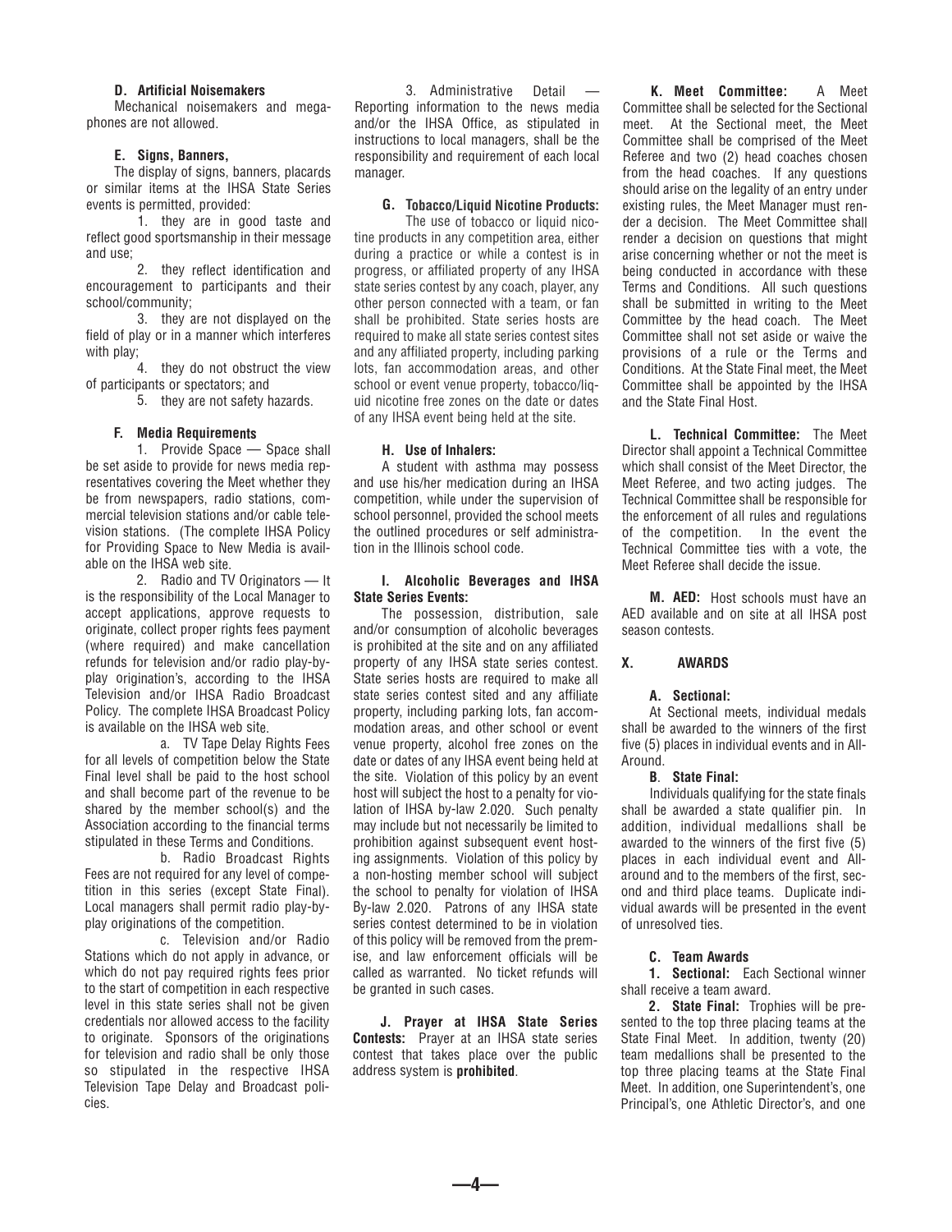**D. Artificial Noisemakers**

Mechanical noisemakers and megaphones are not allowed.

**E. Signs, Banners,**

The display of signs, banners, placards or similar items at the IHSA State Series events is permitted, provided:

1. they are in good taste and reflect good sportsmanship in their message and use;
2. they reflect identification and encouragement to participants and their school/community;
3. they are not displayed on the field of play or in a manner which interferes with play;
4. they do not obstruct the view of participants or spectators; and
5. they are not safety hazards.

**F. Media Requirements**

1. Provide Space — Space shall be set aside to provide for news media representatives covering the Meet whether they be from newspapers, radio stations, commercial television stations and/or cable television stations. (The complete IHSA Policy for Providing Space to New Media is available on the IHSA web site.

2. Radio and TV Originators — It is the responsibility of the Local Manager to accept applications, approve requests to originate, collect proper rights fees payment (where required) and make cancellation refunds for television and/or radio play-by-play origination's, according to the IHSA Television and/or IHSA Radio Broadcast Policy. The complete IHSA Broadcast Policy is available on the IHSA web site.

a. TV Tape Delay Rights Fees for all levels of competition below the State Final level shall be paid to the host school and shall become part of the revenue to be shared by the member school(s) and the Association according to the financial terms stipulated in these Terms and Conditions.

b. Radio Broadcast Rights Fees are not required for any level of competition in this series (except State Final). Local managers shall permit radio play-by-play originations of the competition.

c. Television and/or Radio Stations which do not apply in advance, or which do not pay required rights fees prior to the start of competition in each respective level in this state series shall not be given credentials nor allowed access to the facility to originate. Sponsors of the originations for television and radio shall be only those so stipulated in the respective IHSA Television Tape Delay and Broadcast policies.

3. Administrative Detail — Reporting information to the news media and/or the IHSA Office, as stipulated in instructions to local managers, shall be the responsibility and requirement of each local manager.

**G. Tobacco/Liquid Nicotine Products:**

The use of tobacco or liquid nicotine products in any competition area, either during a practice or while a contest is in progress, or affiliated property of any IHSA state series contest by any coach, player, any other person connected with a team, or fan shall be prohibited. State series hosts are required to make all state series contest sites and any affiliated property, including parking lots, fan accommodation areas, and other school or event venue property, tobacco/liquid nicotine free zones on the date or dates of any IHSA event being held at the site.

**H. Use of Inhalers:**

A student with asthma may possess and use his/her medication during an IHSA competition, while under the supervision of school personnel, provided the school meets the outlined procedures or self administration in the Illinois school code.

**I. Alcoholic Beverages and IHSA State Series Events:**

The possession, distribution, sale and/or consumption of alcoholic beverages is prohibited at the site and on any affiliated property of any IHSA state series contest. State series hosts are required to make all state series contest sited and any affiliate property, including parking lots, fan accommodation areas, and other school or event venue property, alcohol free zones on the date or dates of any IHSA event being held at the site. Violation of this policy by an event host will subject the host to a penalty for violation of IHSA by-law 2.020. Such penalty may include but not necessarily be limited to prohibition against subsequent event hosting assignments. Violation of this policy by a non-hosting member school will subject the school to penalty for violation of IHSA By-law 2.020. Patrons of any IHSA state series contest determined to be in violation of this policy will be removed from the premise, and law enforcement officials will be called as warranted. No ticket refunds will be granted in such cases.

**J. Prayer at IHSA State Series Contests:** Prayer at an IHSA state series contest that takes place over the public address system is **prohibited**.

**K. Meet Committee:** A Meet Committee shall be selected for the Sectional meet. At the Sectional meet, the Meet Committee shall be comprised of the Meet Referee and two (2) head coaches chosen from the head coaches. If any questions should arise on the legality of an entry under existing rules, the Meet Manager must render a decision. The Meet Committee shall render a decision on questions that might arise concerning whether or not the meet is being conducted in accordance with these Terms and Conditions. All such questions shall be submitted in writing to the Meet Committee by the head coach. The Meet Committee shall not set aside or waive the provisions of a rule or the Terms and Conditions. At the State Final meet, the Meet Committee shall be appointed by the IHSA and the State Final Host.

**L. Technical Committee:** The Meet Director shall appoint a Technical Committee which shall consist of the Meet Director, the Meet Referee, and two acting judges. The Technical Committee shall be responsible for the enforcement of all rules and regulations of the competition. In the event the Technical Committee ties with a vote, the Meet Referee shall decide the issue.

**M. AED:** Host schools must have an AED available and on site at all IHSA post season contests.

## X. AWARDS

**A. Sectional:**

At Sectional meets, individual medals shall be awarded to the winners of the first five (5) places in individual events and in All-Around.

**B. State Final:**

Individuals qualifying for the state finals shall be awarded a state qualifier pin. In addition, individual medallions shall be awarded to the winners of the first five (5) places in each individual event and All-around and to the members of the first, second and third place teams. Duplicate individual awards will be presented in the event of unresolved ties.

**C. Team Awards**

**1. Sectional:** Each Sectional winner shall receive a team award.

**2. State Final:** Trophies will be presented to the top three placing teams at the State Final Meet. In addition, twenty (20) team medallions shall be presented to the top three placing teams at the State Final Meet. In addition, one Superintendent's, one Principal's, one Athletic Director's, and one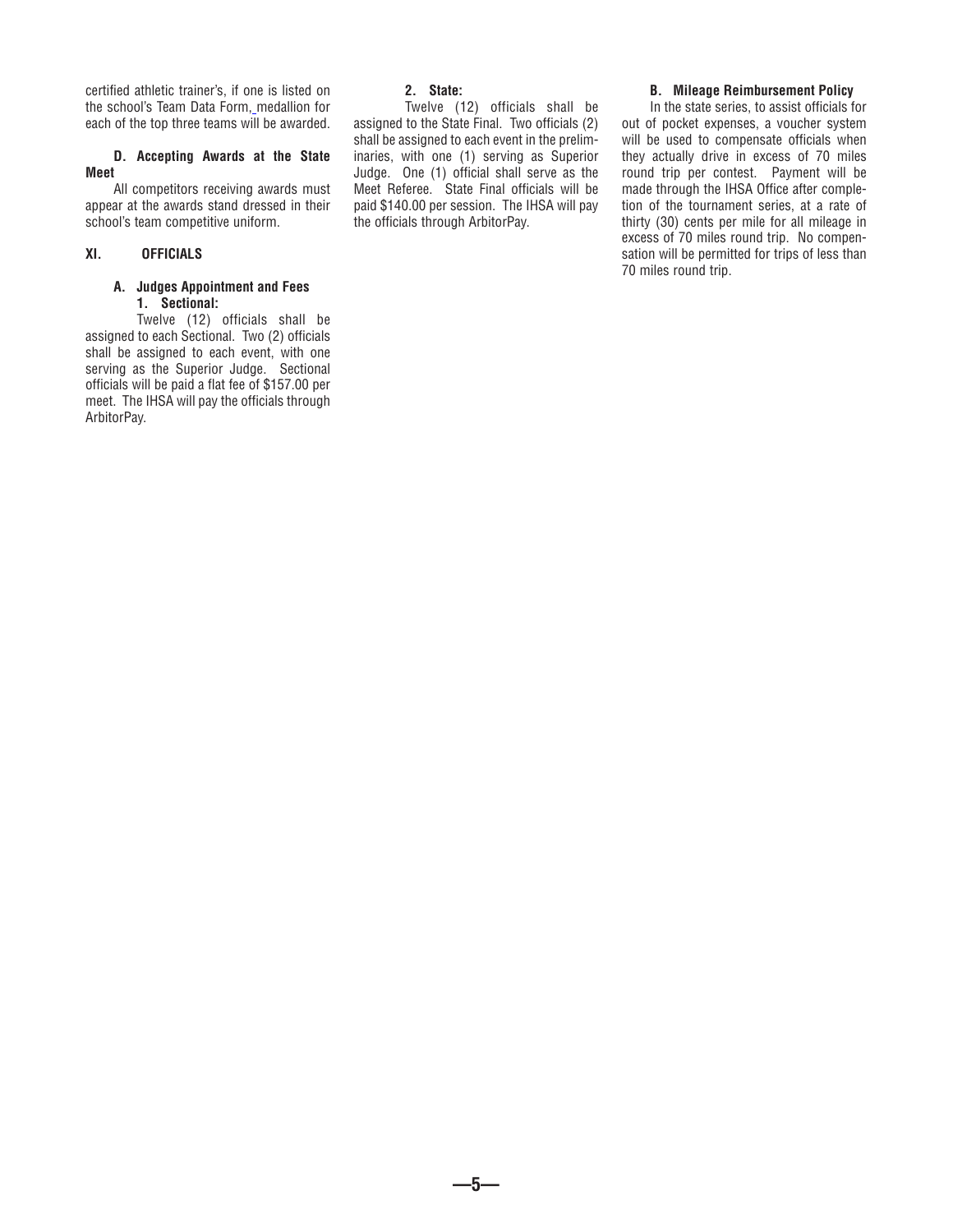certified athletic trainer's, if one is listed on the school's Team Data Form, medallion for each of the top three teams will be awarded.

#### D. Accepting Awards at the State Meet

All competitors receiving awards must appear at the awards stand dressed in their school's team competitive uniform.

## XI. OFFICIALS

### A. Judges Appointment and Fees

#### 1. Sectional:

Twelve (12) officials shall be assigned to each Sectional. Two (2) officials shall be assigned to each event, with one serving as the Superior Judge. Sectional officials will be paid a flat fee of $157.00 per meet. The IHSA will pay the officials through ArbitorPay.

#### 2. State:

Twelve (12) officials shall be assigned to the State Final. Two officials (2) shall be assigned to each event in the preliminaries, with one (1) serving as Superior Judge. One (1) official shall serve as the Meet Referee. State Final officials will be paid $140.00 per session. The IHSA will pay the officials through ArbitorPay.

### B. Mileage Reimbursement Policy

In the state series, to assist officials for out of pocket expenses, a voucher system will be used to compensate officials when they actually drive in excess of 70 miles round trip per contest. Payment will be made through the IHSA Office after completion of the tournament series, at a rate of thirty (30) cents per mile for all mileage in excess of 70 miles round trip. No compensation will be permitted for trips of less than 70 miles round trip.